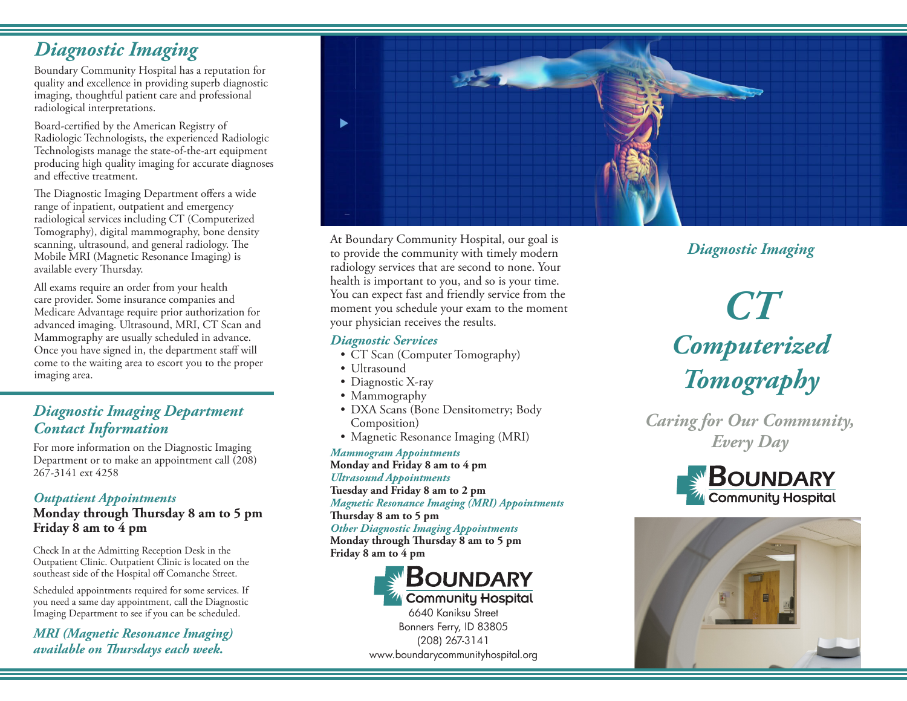# Diagnostic Imaging

Boundary Community Hospital has a reputation for quality and excellence in providing superb diagnostic imaging, thoughtful patient care and professional radiological interpretations.

Board-certified by the American Registry of Radiologic Technologists, the experienced Radiologic Technologists manage the state-of-the-art equipment producing high quality imaging for accurate diagnoses and effective treatment.

The Diagnostic Imaging Department offers a wide range of inpatient, outpatient and emergency radiological services including CT (Computerized Tomography), digital mammography, bone density scanning, ultrasound, and general radiology. The Mobile MRI (Magnetic Resonance Imaging) is available every Thursday.

All exams require an order from your health care provider. Some insurance companies and Medicare Advantage require prior authorization for advanced imaging. Ultrasound, MRI, CT Scan and Mammography are usually scheduled in advance. Once you have signed in, the department staff will come to the waiting area to escort you to the proper imaging area.

## Diagnostic Imaging Department Contact Information

For more information on the Diagnostic Imaging Department or to make an appointment call (208) 267-3141 ext 4258

### *Outpatient Appointments*

**Monday through Thursday 8 am to 5 pm**
**Friday 8 am to 4 pm**

Check In at the Admitting Reception Desk in the Outpatient Clinic. Outpatient Clinic is located on the southeast side of the Hospital off Comanche Street.

Scheduled appointments required for some services. If you need a same day appointment, call the Diagnostic Imaging Department to see if you can be scheduled.

***MRI (Magnetic Resonance Imaging) available on Thursdays each week.***

At Boundary Community Hospital, our goal is to provide the community with timely modern radiology services that are second to none. Your health is important to you, and so is your time. You can expect fast and friendly service from the moment you schedule your exam to the moment your physician receives the results.

### *Diagnostic Services*

- CT Scan (Computer Tomography)
- Ultrasound
- Diagnostic X-ray
- Mammography
- DXA Scans (Bone Densitometry; Body Composition)
- Magnetic Resonance Imaging (MRI)

*Mammogram Appointments*
**Monday and Friday 8 am to 4 pm**

*Ultrasound Appointments*
**Tuesday and Friday 8 am to 2 pm**

*Magnetic Resonance Imaging (MRI) Appointments*
**Thursday 8 am to 5 pm**

*Other Diagnostic Imaging Appointments*
**Monday through Thursday 8 am to 5 pm**
**Friday 8 am to 4 pm**

**BOUNDARY Community Hospital**
6640 Kaniksu Street
Bonners Ferry, ID 83805
(208) 267-3141
www.boundarycommunityhospital.org

*Diagnostic Imaging*

# *CT Computerized Tomography*

*Caring for Our Community, Every Day*

**BOUNDARY Community Hospital**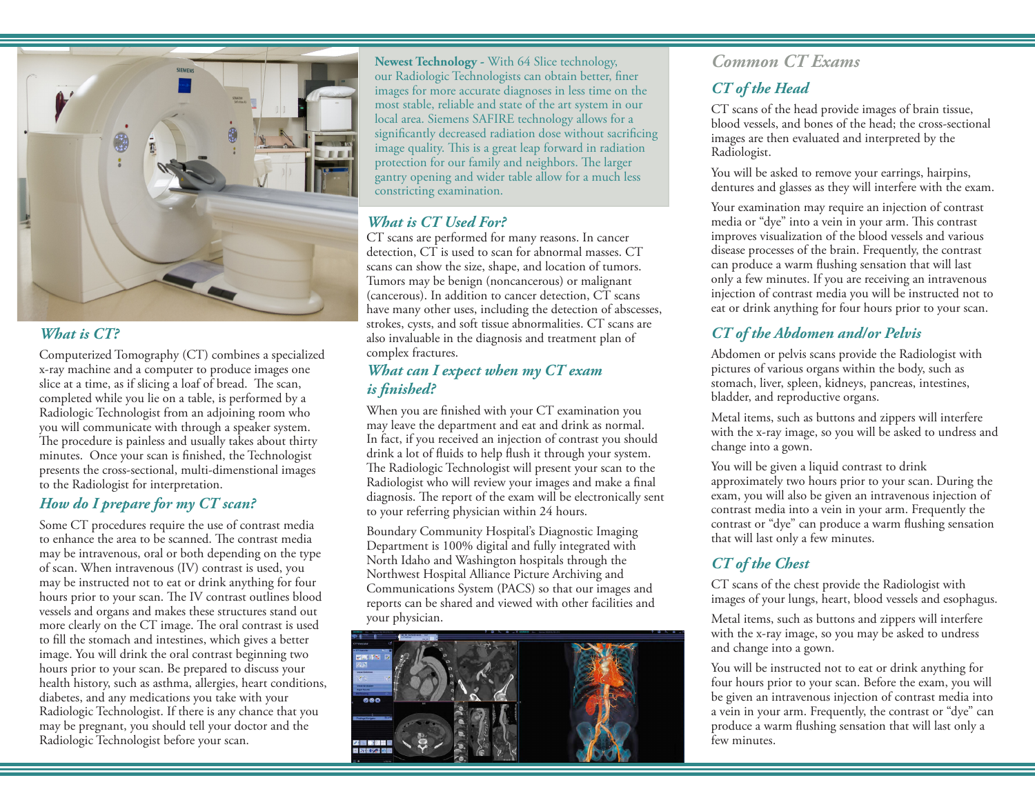## What is CT?

Computerized Tomography (CT) combines a specialized x-ray machine and a computer to produce images one slice at a time, as if slicing a loaf of bread. The scan, completed while you lie on a table, is performed by a Radiologic Technologist from an adjoining room who you will communicate with through a speaker system. The procedure is painless and usually takes about thirty minutes. Once your scan is finished, the Technologist presents the cross-sectional, multi-dimensional images to the Radiologist for interpretation.

## How do I prepare for my CT scan?

Some CT procedures require the use of contrast media to enhance the area to be scanned. The contrast media may be intravenous, oral or both depending on the type of scan. When intravenous (IV) contrast is used, you may be instructed not to eat or drink anything for four hours prior to your scan. The IV contrast outlines blood vessels and organs and makes these structures stand out more clearly on the CT image. The oral contrast is used to fill the stomach and intestines, which gives a better image. You will drink the oral contrast beginning two hours prior to your scan. Be prepared to discuss your health history, such as asthma, allergies, heart conditions, diabetes, and any medications you take with your Radiologic Technologist. If there is any chance that you may be pregnant, you should tell your doctor and the Radiologic Technologist before your scan.

**Newest Technology -** With 64 Slice technology, our Radiologic Technologists can obtain better, finer images for more accurate diagnoses in less time on the most stable, reliable and state of the art system in our local area. Siemens SAFIRE technology allows for a significantly decreased radiation dose without sacrificing image quality. This is a great leap forward in radiation protection for our family and neighbors. The larger gantry opening and wider table allow for a much less constricting examination.

## What is CT Used For?

CT scans are performed for many reasons. In cancer detection, CT is used to scan for abnormal masses. CT scans can show the size, shape, and location of tumors. Tumors may be benign (noncancerous) or malignant (cancerous). In addition to cancer detection, CT scans have many other uses, including the detection of abscesses, strokes, cysts, and soft tissue abnormalities. CT scans are also invaluable in the diagnosis and treatment plan of complex fractures.

## What can I expect when my CT exam is finished?

When you are finished with your CT examination you may leave the department and eat and drink as normal. In fact, if you received an injection of contrast you should drink a lot of fluids to help flush it through your system. The Radiologic Technologist will present your scan to the Radiologist who will review your images and make a final diagnosis. The report of the exam will be electronically sent to your referring physician within 24 hours.

Boundary Community Hospital's Diagnostic Imaging Department is 100% digital and fully integrated with North Idaho and Washington hospitals through the Northwest Hospital Alliance Picture Archiving and Communications System (PACS) so that our images and reports can be shared and viewed with other facilities and your physician.

# Common CT Exams

## CT of the Head

CT scans of the head provide images of brain tissue, blood vessels, and bones of the head; the cross-sectional images are then evaluated and interpreted by the Radiologist.

You will be asked to remove your earrings, hairpins, dentures and glasses as they will interfere with the exam.

Your examination may require an injection of contrast media or "dye" into a vein in your arm. This contrast improves visualization of the blood vessels and various disease processes of the brain. Frequently, the contrast can produce a warm flushing sensation that will last only a few minutes. If you are receiving an intravenous injection of contrast media you will be instructed not to eat or drink anything for four hours prior to your scan.

## CT of the Abdomen and/or Pelvis

Abdomen or pelvis scans provide the Radiologist with pictures of various organs within the body, such as stomach, liver, spleen, kidneys, pancreas, intestines, bladder, and reproductive organs.

Metal items, such as buttons and zippers will interfere with the x-ray image, so you will be asked to undress and change into a gown.

You will be given a liquid contrast to drink approximately two hours prior to your scan. During the exam, you will also be given an intravenous injection of contrast media into a vein in your arm. Frequently the contrast or "dye" can produce a warm flushing sensation that will last only a few minutes.

## CT of the Chest

CT scans of the chest provide the Radiologist with images of your lungs, heart, blood vessels and esophagus.

Metal items, such as buttons and zippers will interfere with the x-ray image, so you may be asked to undress and change into a gown.

You will be instructed not to eat or drink anything for four hours prior to your scan. Before the exam, you will be given an intravenous injection of contrast media into a vein in your arm. Frequently, the contrast or "dye" can produce a warm flushing sensation that will last only a few minutes.